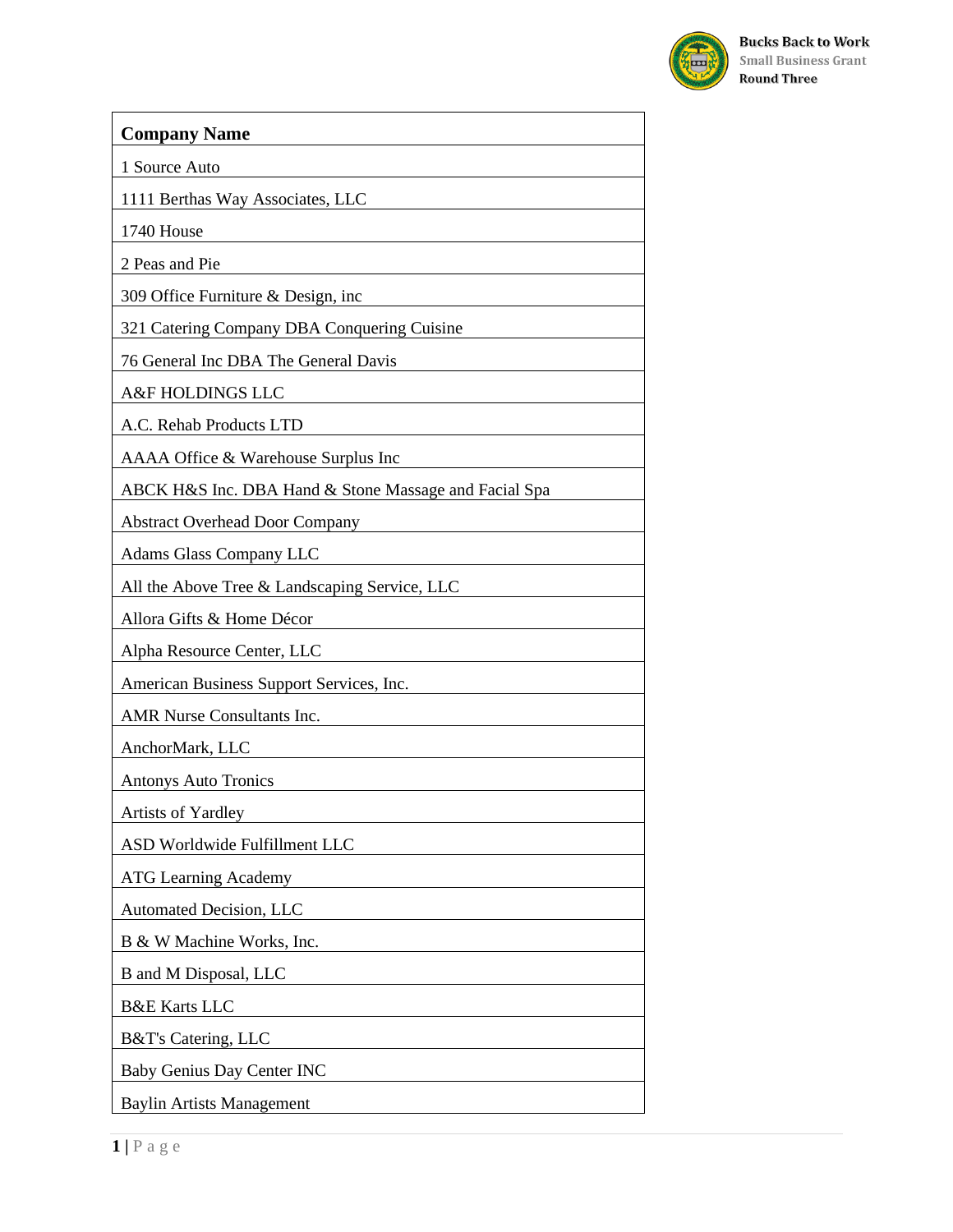| Company Name |
|---|
| 1 Source Auto |
| 1111 Berthas Way Associates, LLC |
| 1740 House |
| 2 Peas and Pie |
| 309 Office Furniture & Design, inc |
| 321 Catering Company DBA Conquering Cuisine |
| 76 General Inc DBA The General Davis |
| A&F HOLDINGS LLC |
| A.C. Rehab Products LTD |
| AAAA Office & Warehouse Surplus Inc |
| ABCK H&S Inc. DBA Hand & Stone Massage and Facial Spa |
| Abstract Overhead Door Company |
| Adams Glass Company LLC |
| All the Above Tree & Landscaping Service, LLC |
| Allora Gifts & Home Décor |
| Alpha Resource Center, LLC |
| American Business Support Services, Inc. |
| AMR Nurse Consultants Inc. |
| AnchorMark, LLC |
| Antonys Auto Tronics |
| Artists of Yardley |
| ASD Worldwide Fulfillment LLC |
| ATG Learning Academy |
| Automated Decision, LLC |
| B & W Machine Works, Inc. |
| B and M Disposal, LLC |
| B&E Karts LLC |
| B&T's Catering, LLC |
| Baby Genius Day Center INC |
| Baylin Artists Management |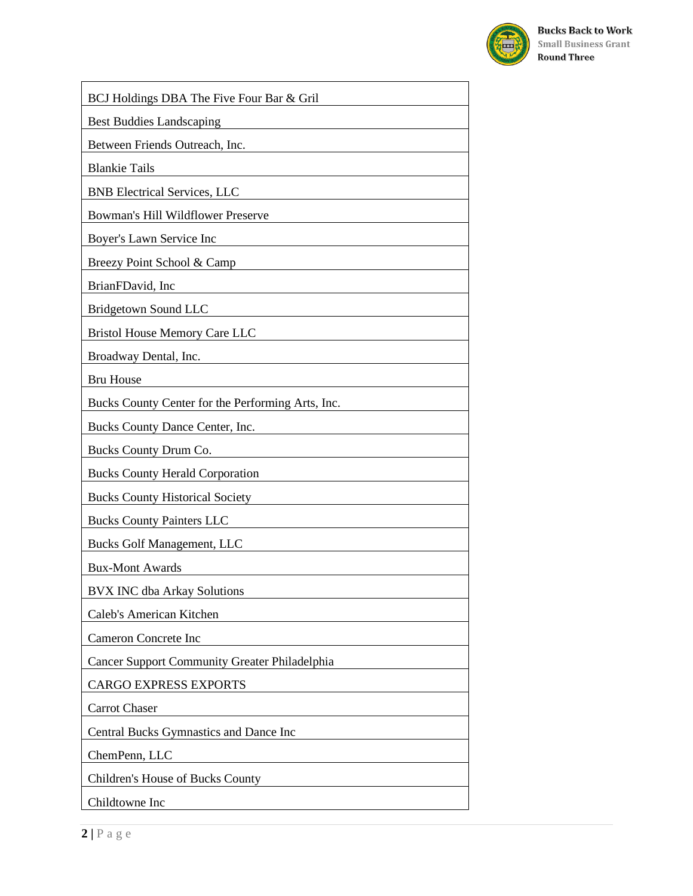| BCJ Holdings DBA The Five Four Bar & Gril |
| --- |
| Best Buddies Landscaping |
| Between Friends Outreach, Inc. |
| Blankie Tails |
| BNB Electrical Services, LLC |
| Bowman's Hill Wildflower Preserve |
| Boyer's Lawn Service Inc |
| Breezy Point School & Camp |
| BrianFDavid, Inc |
| Bridgetown Sound LLC |
| Bristol House Memory Care LLC |
| Broadway Dental, Inc. |
| Bru House |
| Bucks County Center for the Performing Arts, Inc. |
| Bucks County Dance Center, Inc. |
| Bucks County Drum Co. |
| Bucks County Herald Corporation |
| Bucks County Historical Society |
| Bucks County Painters LLC |
| Bucks Golf Management, LLC |
| Bux-Mont Awards |
| BVX INC dba Arkay Solutions |
| Caleb's American Kitchen |
| Cameron Concrete Inc |
| Cancer Support Community Greater Philadelphia |
| CARGO EXPRESS EXPORTS |
| Carrot Chaser |
| Central Bucks Gymnastics and Dance Inc |
| ChemPenn, LLC |
| Children's House of Bucks County |
| Childtowne Inc |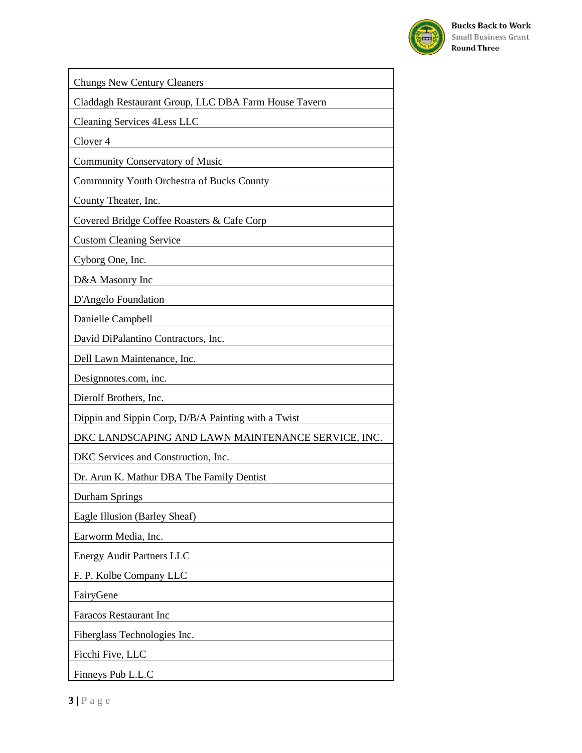| |
|---|
| Chungs New Century Cleaners |
| Claddagh Restaurant Group, LLC DBA Farm House Tavern |
| Cleaning Services 4Less LLC |
| Clover 4 |
| Community Conservatory of Music |
| Community Youth Orchestra of Bucks County |
| County Theater, Inc. |
| Covered Bridge Coffee Roasters & Cafe Corp |
| Custom Cleaning Service |
| Cyborg One, Inc. |
| D&A Masonry Inc |
| D'Angelo Foundation |
| Danielle Campbell |
| David DiPalantino Contractors, Inc. |
| Dell Lawn Maintenance, Inc. |
| Designnotes.com, inc. |
| Dierolf Brothers, Inc. |
| Dippin and Sippin Corp, D/B/A Painting with a Twist |
| DKC LANDSCAPING AND LAWN MAINTENANCE SERVICE, INC. |
| DKC Services and Construction, Inc. |
| Dr. Arun K. Mathur DBA The Family Dentist |
| Durham Springs |
| Eagle Illusion (Barley Sheaf) |
| Earworm Media, Inc. |
| Energy Audit Partners LLC |
| F. P. Kolbe Company LLC |
| FairyGene |
| Faracos Restaurant Inc |
| Fiberglass Technologies Inc. |
| Ficchi Five, LLC |
| Finneys Pub L.L.C |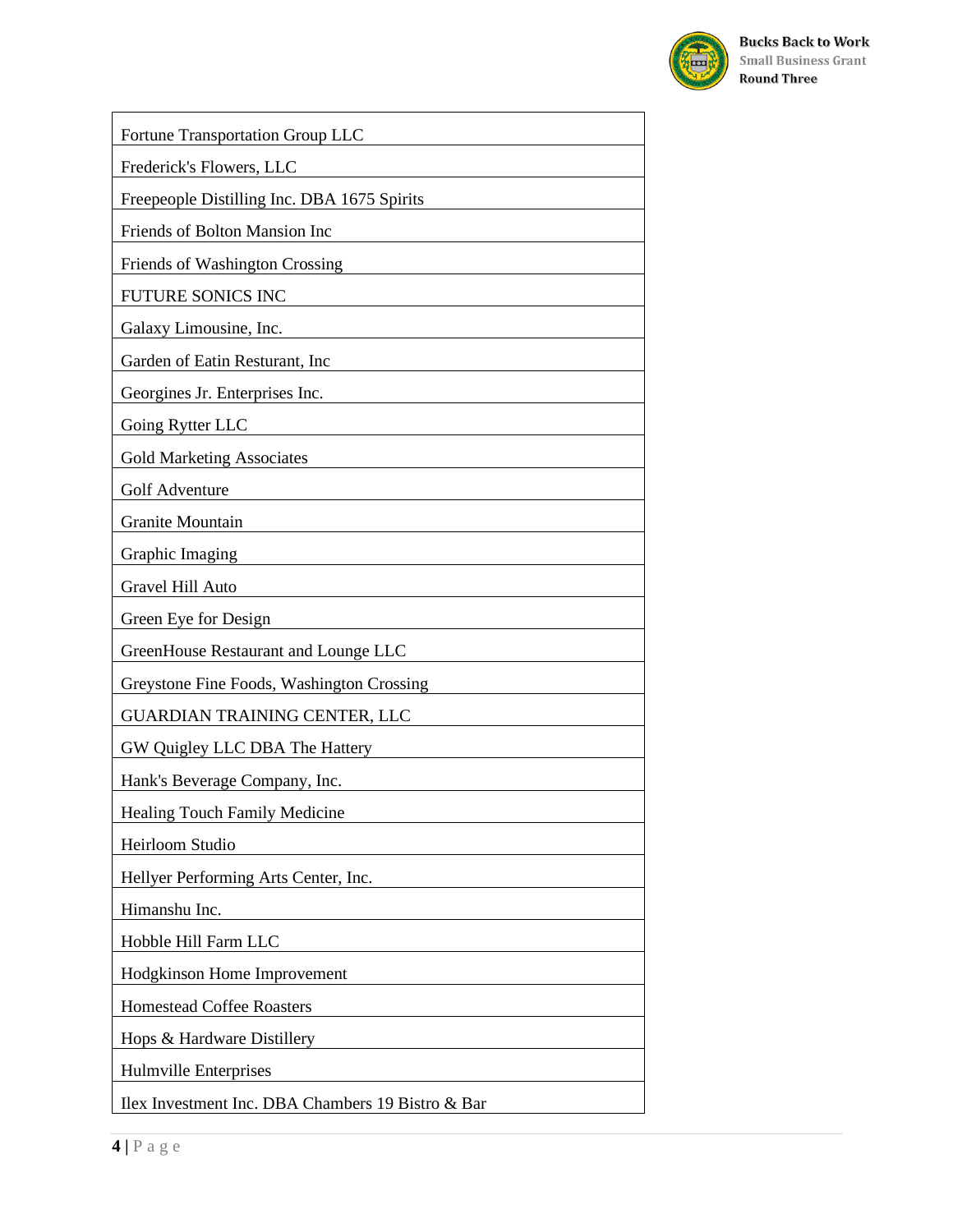| Fortune Transportation Group LLC |
|---|
| Frederick's Flowers, LLC |
| Freepeople Distilling Inc. DBA 1675 Spirits |
| Friends of Bolton Mansion Inc |
| Friends of Washington Crossing |
| FUTURE SONICS INC |
| Galaxy Limousine, Inc. |
| Garden of Eatin Resturant, Inc |
| Georgines Jr. Enterprises Inc. |
| Going Rytter LLC |
| Gold Marketing Associates |
| Golf Adventure |
| Granite Mountain |
| Graphic Imaging |
| Gravel Hill Auto |
| Green Eye for Design |
| GreenHouse Restaurant and Lounge LLC |
| Greystone Fine Foods, Washington Crossing |
| GUARDIAN TRAINING CENTER, LLC |
| GW Quigley LLC DBA The Hattery |
| Hank's Beverage Company, Inc. |
| Healing Touch Family Medicine |
| Heirloom Studio |
| Hellyer Performing Arts Center, Inc. |
| Himanshu Inc. |
| Hobble Hill Farm LLC |
| Hodgkinson Home Improvement |
| Homestead Coffee Roasters |
| Hops & Hardware Distillery |
| Hulmville Enterprises |
| Ilex Investment Inc. DBA Chambers 19 Bistro & Bar |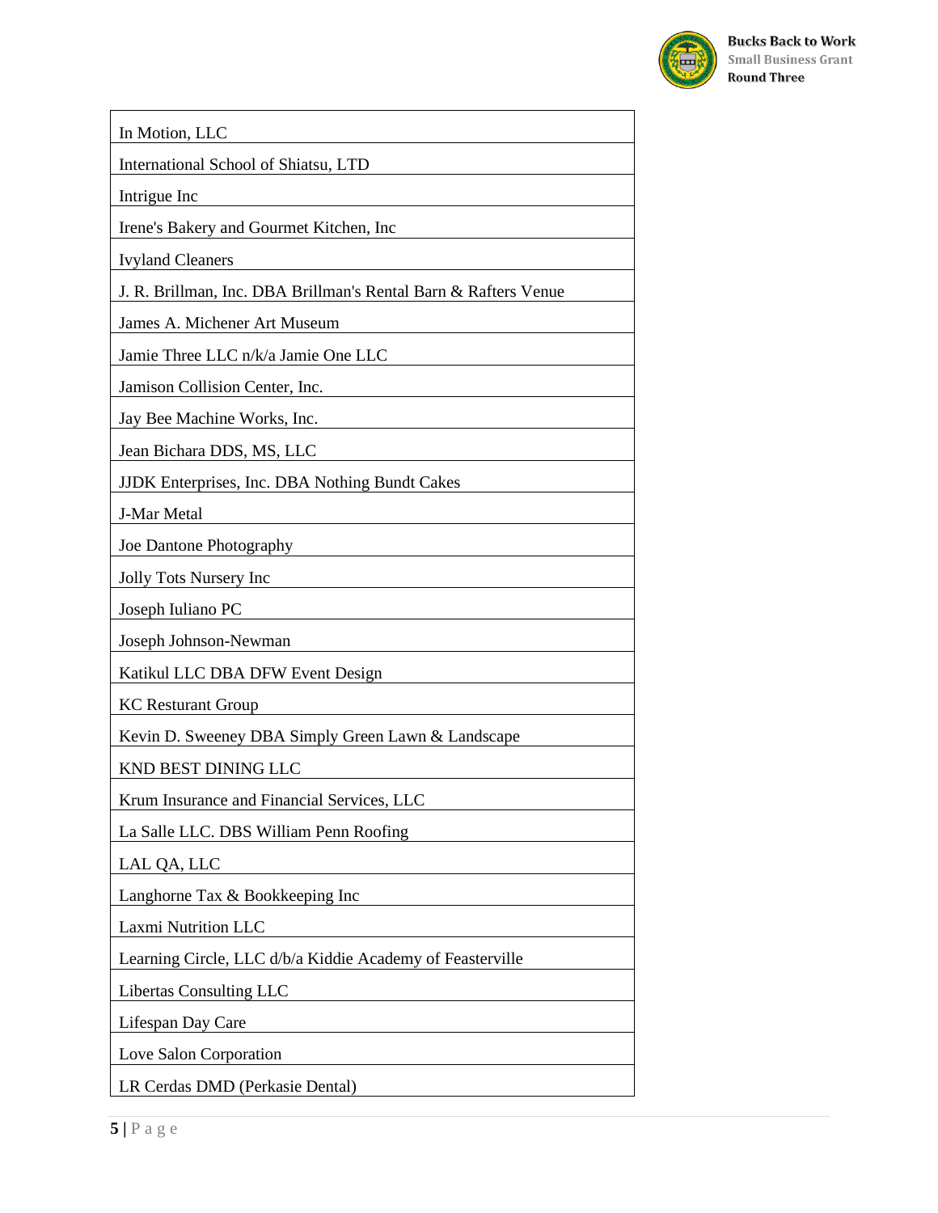| In Motion, LLC |
|---|
| International School of Shiatsu, LTD |
| Intrigue Inc |
| Irene's Bakery and Gourmet Kitchen, Inc |
| Ivyland Cleaners |
| J. R. Brillman, Inc. DBA Brillman's Rental Barn & Rafters Venue |
| James A. Michener Art Museum |
| Jamie Three LLC n/k/a Jamie One LLC |
| Jamison Collision Center, Inc. |
| Jay Bee Machine Works, Inc. |
| Jean Bichara DDS, MS, LLC |
| JJDK Enterprises, Inc. DBA Nothing Bundt Cakes |
| J-Mar Metal |
| Joe Dantone Photography |
| Jolly Tots Nursery Inc |
| Joseph Iuliano PC |
| Joseph Johnson-Newman |
| Katikul LLC DBA DFW Event Design |
| KC Resturant Group |
| Kevin D. Sweeney DBA Simply Green Lawn & Landscape |
| KND BEST DINING LLC |
| Krum Insurance and Financial Services, LLC |
| La Salle LLC. DBS William Penn Roofing |
| LAL QA, LLC |
| Langhorne Tax & Bookkeeping Inc |
| Laxmi Nutrition LLC |
| Learning Circle, LLC d/b/a Kiddie Academy of Feasterville |
| Libertas Consulting LLC |
| Lifespan Day Care |
| Love Salon Corporation |
| LR Cerdas DMD (Perkasie Dental) |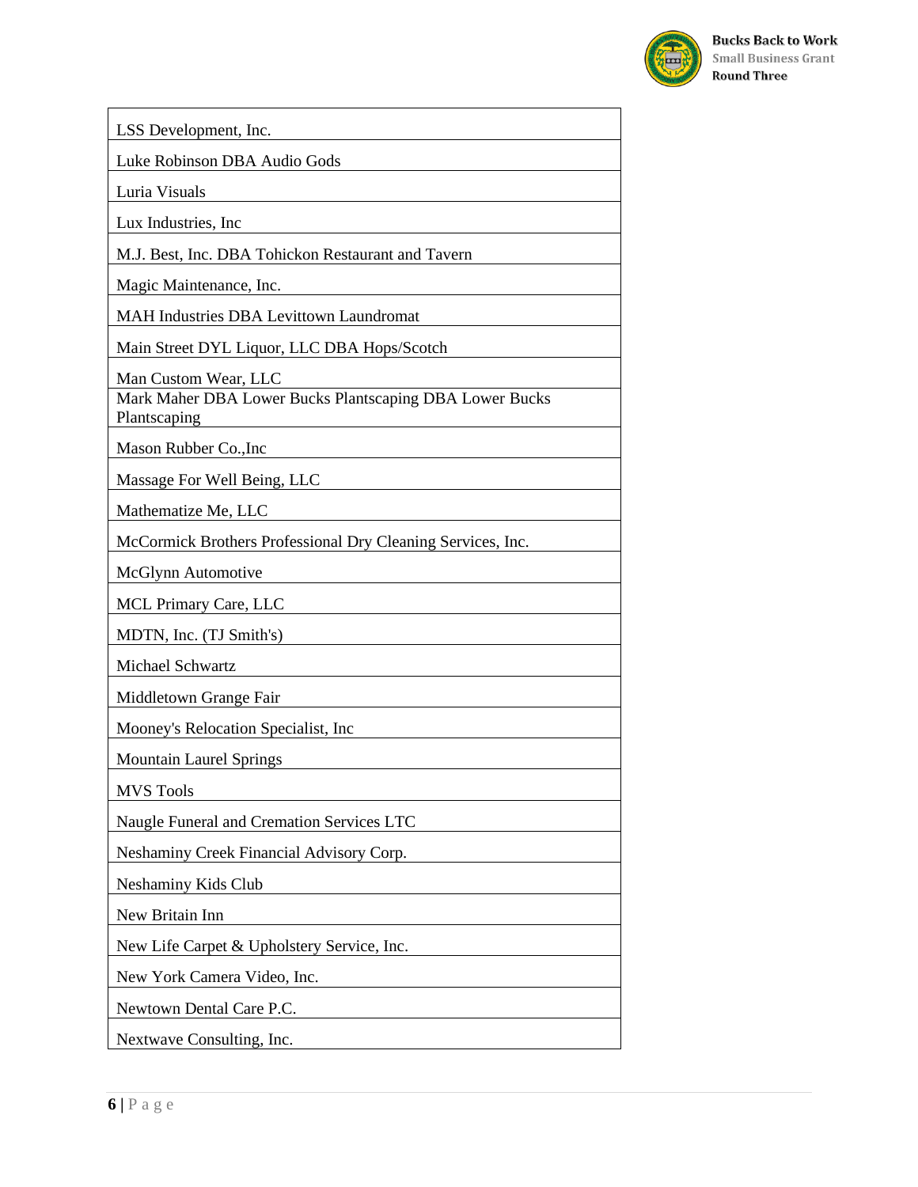| |
|---|
| LSS Development, Inc. |
| Luke Robinson DBA Audio Gods |
| Luria Visuals |
| Lux Industries, Inc |
| M.J. Best, Inc. DBA Tohickon Restaurant and Tavern |
| Magic Maintenance, Inc. |
| MAH Industries DBA Levittown Laundromat |
| Main Street DYL Liquor, LLC DBA Hops/Scotch |
| Man Custom Wear, LLC |
| Mark Maher DBA Lower Bucks Plantscaping DBA Lower Bucks Plantscaping |
| Mason Rubber Co.,Inc |
| Massage For Well Being, LLC |
| Mathematize Me, LLC |
| McCormick Brothers Professional Dry Cleaning Services, Inc. |
| McGlynn Automotive |
| MCL Primary Care, LLC |
| MDTN, Inc. (TJ Smith's) |
| Michael Schwartz |
| Middletown Grange Fair |
| Mooney's Relocation Specialist, Inc |
| Mountain Laurel Springs |
| MVS Tools |
| Naugle Funeral and Cremation Services LTC |
| Neshaminy Creek Financial Advisory Corp. |
| Neshaminy Kids Club |
| New Britain Inn |
| New Life Carpet & Upholstery Service, Inc. |
| New York Camera Video, Inc. |
| Newtown Dental Care P.C. |
| Nextwave Consulting, Inc. |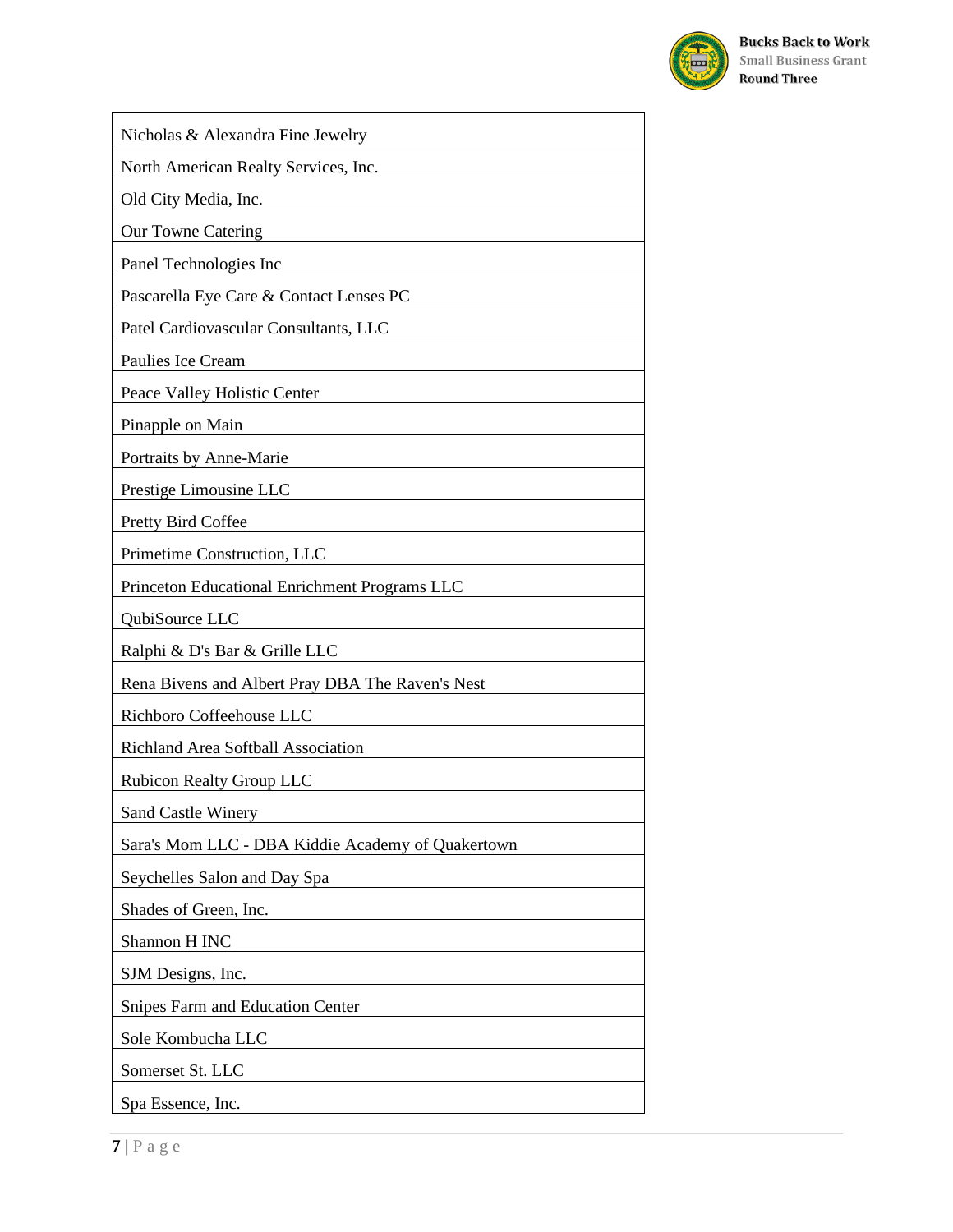| |
|---|
| Nicholas & Alexandra Fine Jewelry |
| North American Realty Services, Inc. |
| Old City Media, Inc. |
| Our Towne Catering |
| Panel Technologies Inc |
| Pascarella Eye Care & Contact Lenses PC |
| Patel Cardiovascular Consultants, LLC |
| Paulies Ice Cream |
| Peace Valley Holistic Center |
| Pinapple on Main |
| Portraits by Anne-Marie |
| Prestige Limousine LLC |
| Pretty Bird Coffee |
| Primetime Construction, LLC |
| Princeton Educational Enrichment Programs LLC |
| QubiSource LLC |
| Ralphi & D's Bar & Grille LLC |
| Rena Bivens and Albert Pray DBA The Raven's Nest |
| Richboro Coffeehouse LLC |
| Richland Area Softball Association |
| Rubicon Realty Group LLC |
| Sand Castle Winery |
| Sara's Mom LLC - DBA Kiddie Academy of Quakertown |
| Seychelles Salon and Day Spa |
| Shades of Green, Inc. |
| Shannon H INC |
| SJM Designs, Inc. |
| Snipes Farm and Education Center |
| Sole Kombucha LLC |
| Somerset St. LLC |
| Spa Essence, Inc. |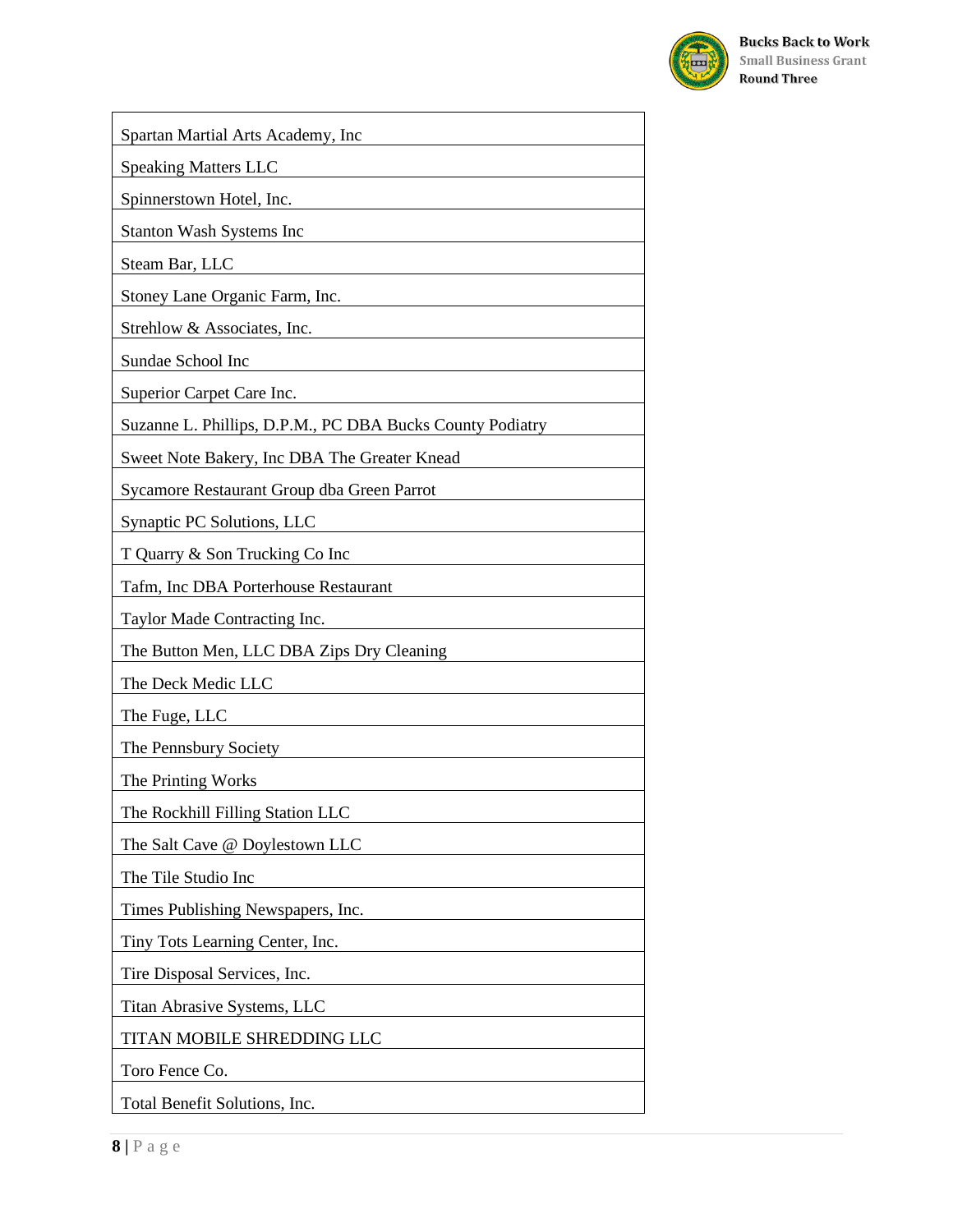| Spartan Martial Arts Academy, Inc |
|---|
| Speaking Matters LLC |
| Spinnerstown Hotel, Inc. |
| Stanton Wash Systems Inc |
| Steam Bar, LLC |
| Stoney Lane Organic Farm, Inc. |
| Strehlow & Associates, Inc. |
| Sundae School Inc |
| Superior Carpet Care Inc. |
| Suzanne L. Phillips, D.P.M., PC DBA Bucks County Podiatry |
| Sweet Note Bakery, Inc DBA The Greater Knead |
| Sycamore Restaurant Group dba Green Parrot |
| Synaptic PC Solutions, LLC |
| T Quarry & Son Trucking Co Inc |
| Tafm, Inc DBA Porterhouse Restaurant |
| Taylor Made Contracting Inc. |
| The Button Men, LLC DBA Zips Dry Cleaning |
| The Deck Medic LLC |
| The Fuge, LLC |
| The Pennsbury Society |
| The Printing Works |
| The Rockhill Filling Station LLC |
| The Salt Cave @ Doylestown LLC |
| The Tile Studio Inc |
| Times Publishing Newspapers, Inc. |
| Tiny Tots Learning Center, Inc. |
| Tire Disposal Services, Inc. |
| Titan Abrasive Systems, LLC |
| TITAN MOBILE SHREDDING LLC |
| Toro Fence Co. |
| Total Benefit Solutions, Inc. |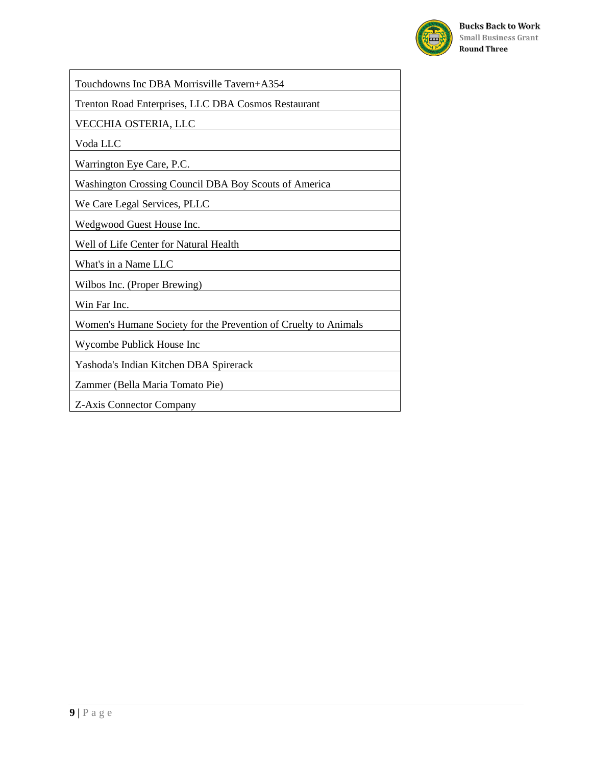| |
|---|
| Touchdowns Inc DBA Morrisville Tavern+A354 |
| Trenton Road Enterprises, LLC DBA Cosmos Restaurant |
| VECCHIA OSTERIA, LLC |
| Voda LLC |
| Warrington Eye Care, P.C. |
| Washington Crossing Council DBA Boy Scouts of America |
| We Care Legal Services, PLLC |
| Wedgwood Guest House Inc. |
| Well of Life Center for Natural Health |
| What's in a Name LLC |
| Wilbos Inc. (Proper Brewing) |
| Win Far Inc. |
| Women's Humane Society for the Prevention of Cruelty to Animals |
| Wycombe Publick House Inc |
| Yashoda's Indian Kitchen DBA Spirerack |
| Zammer (Bella Maria Tomato Pie) |
| Z-Axis Connector Company |